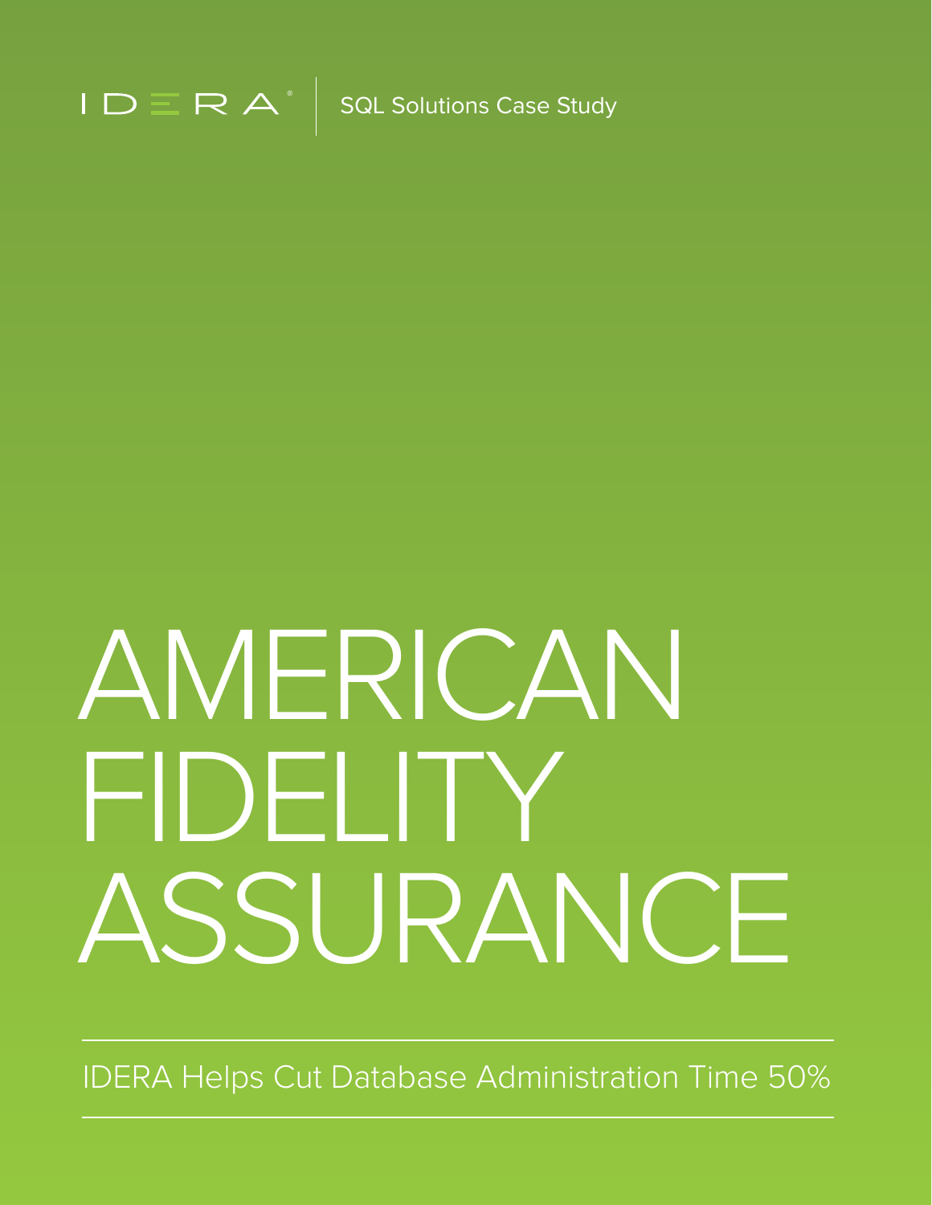IDERA | SQL Solutions Case Study

# AMERICAN FIDELITY ASSURANCE

IDERA Helps Cut Database Administration Time 50%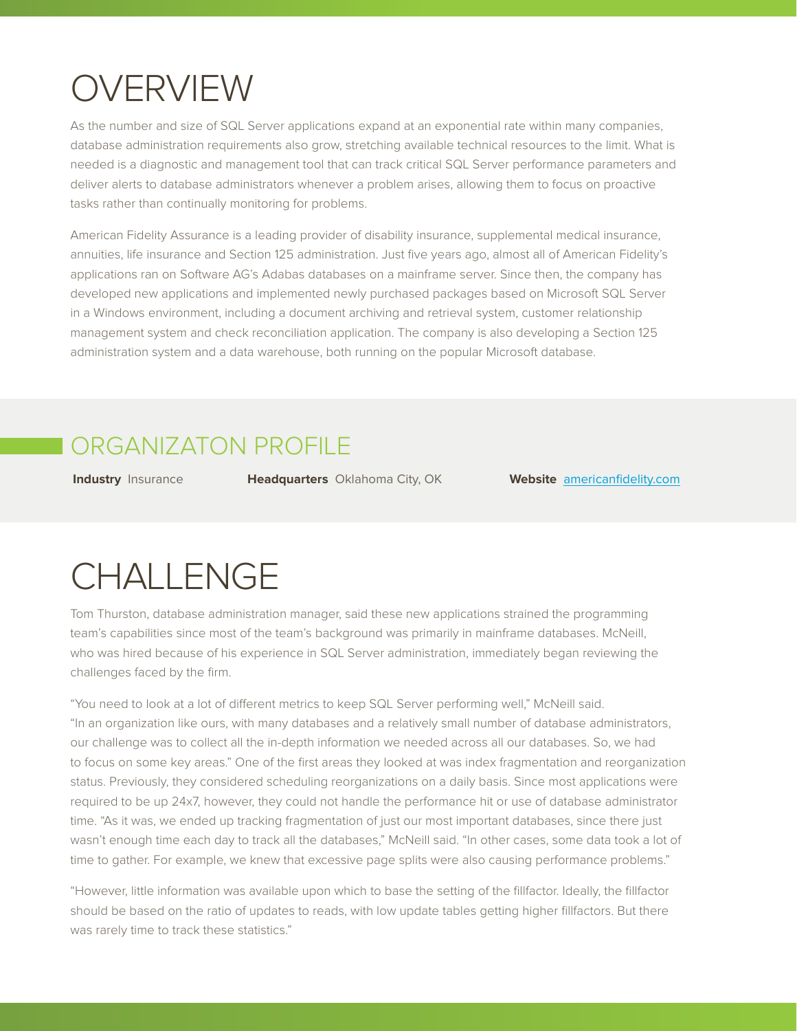# OVERVIEW

As the number and size of SQL Server applications expand at an exponential rate within many companies, database administration requirements also grow, stretching available technical resources to the limit. What is needed is a diagnostic and management tool that can track critical SQL Server performance parameters and deliver alerts to database administrators whenever a problem arises, allowing them to focus on proactive tasks rather than continually monitoring for problems.

American Fidelity Assurance is a leading provider of disability insurance, supplemental medical insurance, annuities, life insurance and Section 125 administration. Just five years ago, almost all of American Fidelity's applications ran on Software AG's Adabas databases on a mainframe server. Since then, the company has developed new applications and implemented newly purchased packages based on Microsoft SQL Server in a Windows environment, including a document archiving and retrieval system, customer relationship management system and check reconciliation application. The company is also developing a Section 125 administration system and a data warehouse, both running on the popular Microsoft database.

## ORGANIZATON PROFILE

**Industry** Insurance **Headquarters** Oklahoma City, OK **Website** [americanfidelity.com](americanfidelity.com)

# CHALLENGE

Tom Thurston, database administration manager, said these new applications strained the programming team's capabilities since most of the team's background was primarily in mainframe databases. McNeill, who was hired because of his experience in SQL Server administration, immediately began reviewing the challenges faced by the firm.

"You need to look at a lot of different metrics to keep SQL Server performing well," McNeill said. "In an organization like ours, with many databases and a relatively small number of database administrators, our challenge was to collect all the in-depth information we needed across all our databases. So, we had to focus on some key areas." One of the first areas they looked at was index fragmentation and reorganization status. Previously, they considered scheduling reorganizations on a daily basis. Since most applications were required to be up 24x7, however, they could not handle the performance hit or use of database administrator time. "As it was, we ended up tracking fragmentation of just our most important databases, since there just wasn't enough time each day to track all the databases," McNeill said. "In other cases, some data took a lot of time to gather. For example, we knew that excessive page splits were also causing performance problems."

"However, little information was available upon which to base the setting of the fillfactor. Ideally, the fillfactor should be based on the ratio of updates to reads, with low update tables getting higher fillfactors. But there was rarely time to track these statistics."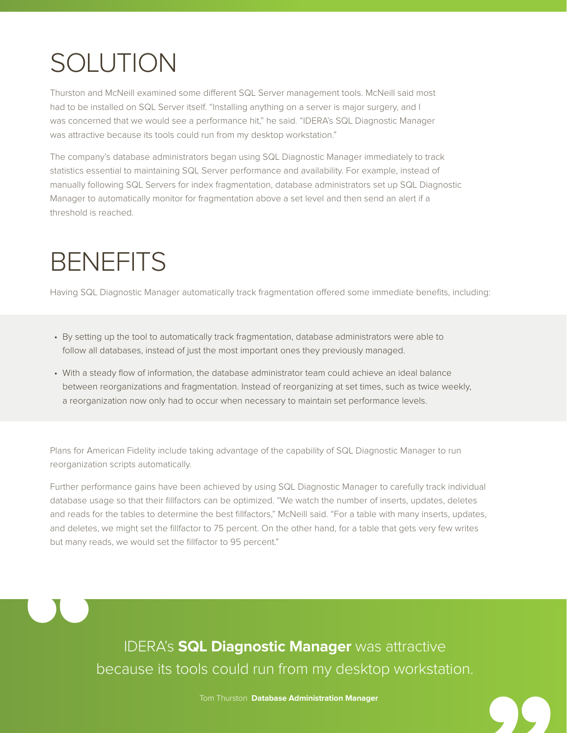# SOLUTION

Thurston and McNeill examined some different SQL Server management tools. McNeill said most had to be installed on SQL Server itself. "Installing anything on a server is major surgery, and I was concerned that we would see a performance hit," he said. "IDERA's SQL Diagnostic Manager was attractive because its tools could run from my desktop workstation."

The company's database administrators began using SQL Diagnostic Manager immediately to track statistics essential to maintaining SQL Server performance and availability. For example, instead of manually following SQL Servers for index fragmentation, database administrators set up SQL Diagnostic Manager to automatically monitor for fragmentation above a set level and then send an alert if a threshold is reached.

# BENEFITS

Having SQL Diagnostic Manager automatically track fragmentation offered some immediate benefits, including:

- By setting up the tool to automatically track fragmentation, database administrators were able to follow all databases, instead of just the most important ones they previously managed.
- With a steady flow of information, the database administrator team could achieve an ideal balance between reorganizations and fragmentation. Instead of reorganizing at set times, such as twice weekly, a reorganization now only had to occur when necessary to maintain set performance levels.

Plans for American Fidelity include taking advantage of the capability of SQL Diagnostic Manager to run reorganization scripts automatically.

Further performance gains have been achieved by using SQL Diagnostic Manager to carefully track individual database usage so that their fillfactors can be optimized. "We watch the number of inserts, updates, deletes and reads for the tables to determine the best fillfactors," McNeill said. "For a table with many inserts, updates, and deletes, we might set the fillfactor to 75 percent. On the other hand, for a table that gets very few writes but many reads, we would set the fillfactor to 95 percent."

> IDERA's **SQL Diagnostic Manager** was attractive because its tools could run from my desktop workstation.
>
> Tom Thurston **Database Administration Manager**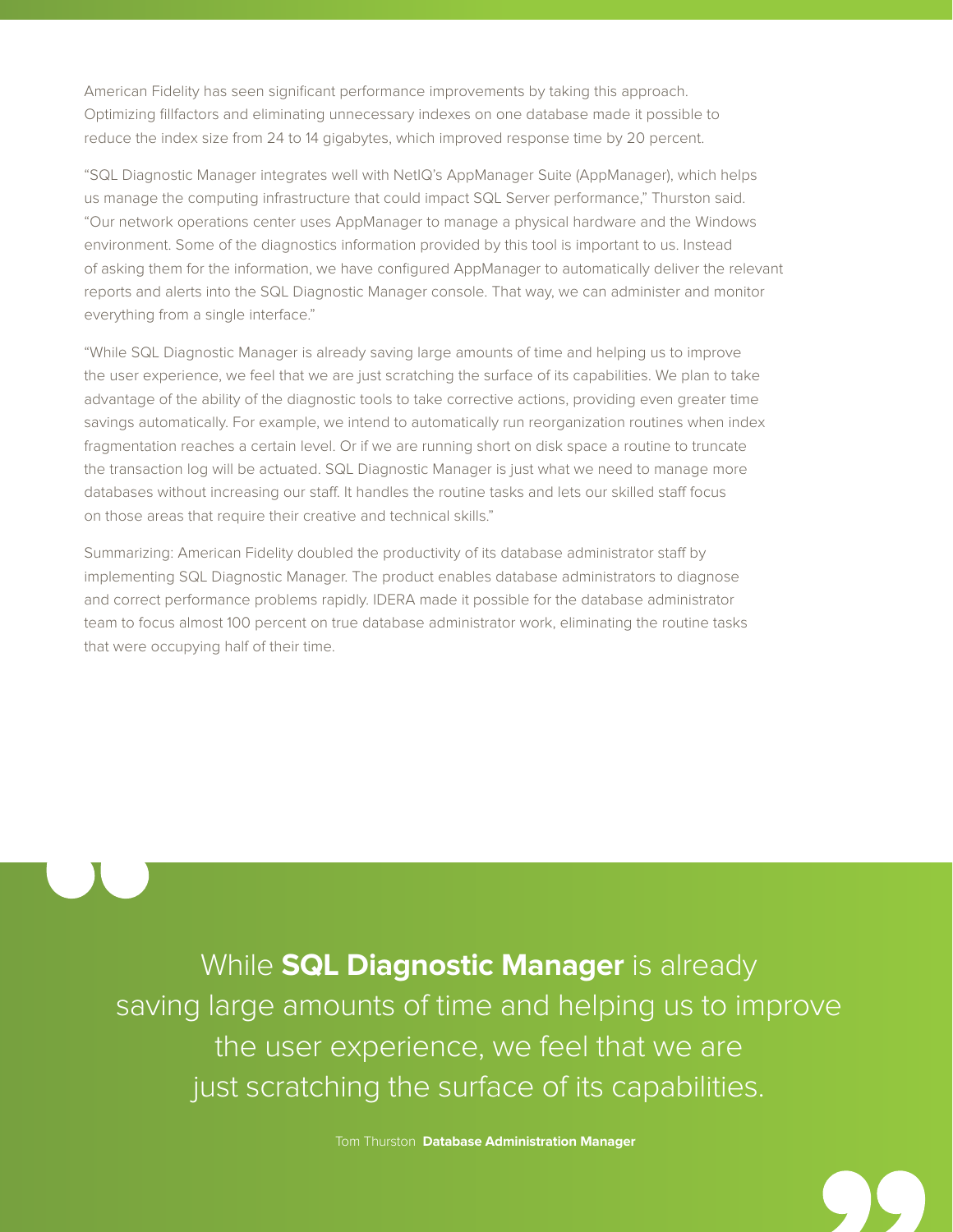American Fidelity has seen significant performance improvements by taking this approach. Optimizing fillfactors and eliminating unnecessary indexes on one database made it possible to reduce the index size from 24 to 14 gigabytes, which improved response time by 20 percent.

"SQL Diagnostic Manager integrates well with NetIQ's AppManager Suite (AppManager), which helps us manage the computing infrastructure that could impact SQL Server performance," Thurston said. "Our network operations center uses AppManager to manage a physical hardware and the Windows environment. Some of the diagnostics information provided by this tool is important to us. Instead of asking them for the information, we have configured AppManager to automatically deliver the relevant reports and alerts into the SQL Diagnostic Manager console. That way, we can administer and monitor everything from a single interface."

"While SQL Diagnostic Manager is already saving large amounts of time and helping us to improve the user experience, we feel that we are just scratching the surface of its capabilities. We plan to take advantage of the ability of the diagnostic tools to take corrective actions, providing even greater time savings automatically. For example, we intend to automatically run reorganization routines when index fragmentation reaches a certain level. Or if we are running short on disk space a routine to truncate the transaction log will be actuated. SQL Diagnostic Manager is just what we need to manage more databases without increasing our staff. It handles the routine tasks and lets our skilled staff focus on those areas that require their creative and technical skills."

Summarizing: American Fidelity doubled the productivity of its database administrator staff by implementing SQL Diagnostic Manager. The product enables database administrators to diagnose and correct performance problems rapidly. IDERA made it possible for the database administrator team to focus almost 100 percent on true database administrator work, eliminating the routine tasks that were occupying half of their time.

> While **SQL Diagnostic Manager** is already saving large amounts of time and helping us to improve the user experience, we feel that we are just scratching the surface of its capabilities.
>
> Tom Thurston **Database Administration Manager**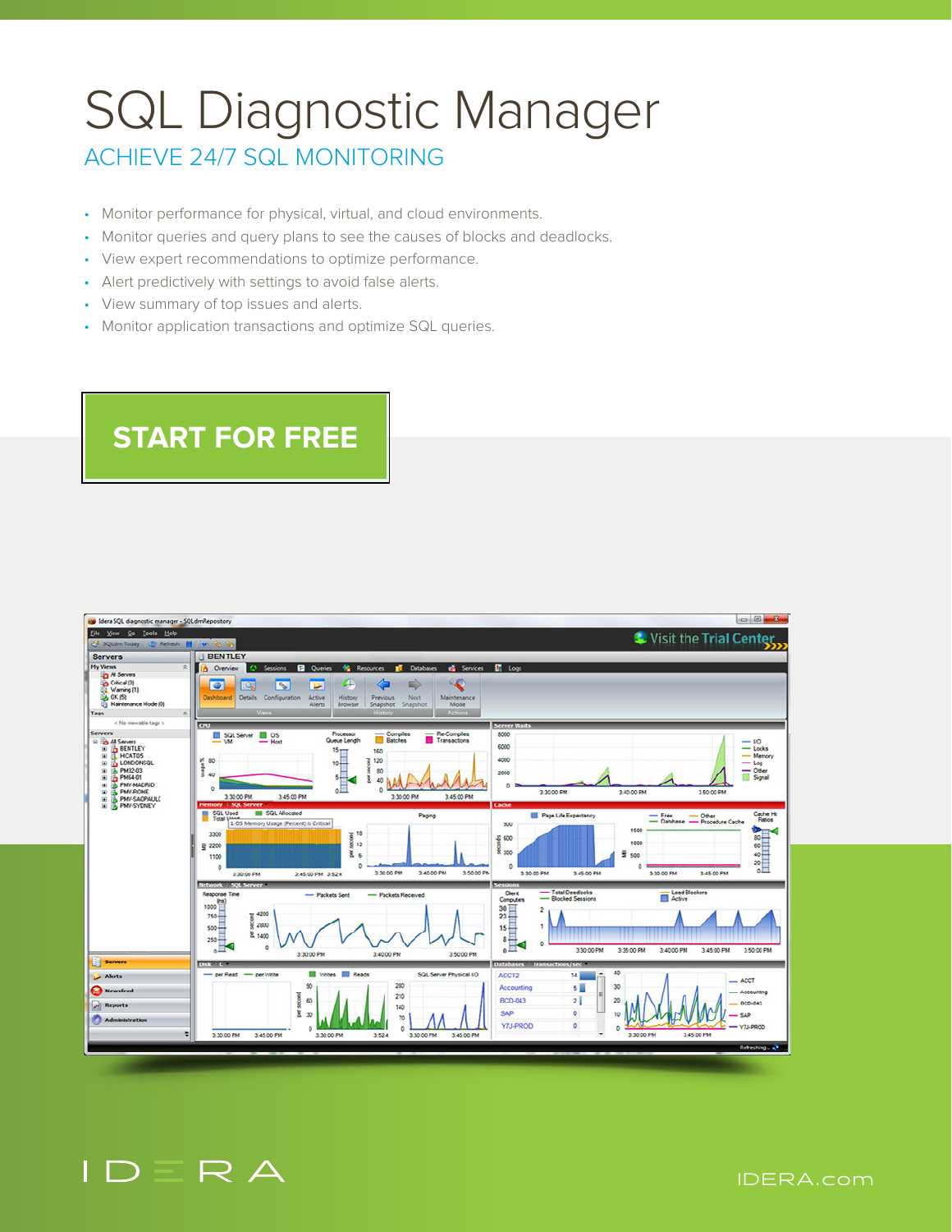# SQL Diagnostic Manager

## ACHIEVE 24/7 SQL MONITORING

- Monitor performance for physical, virtual, and cloud environments.
- Monitor queries and query plans to see the causes of blocks and deadlocks.
- View expert recommendations to optimize performance.
- Alert predictively with settings to avoid false alerts.
- View summary of top issues and alerts.
- Monitor application transactions and optimize SQL queries.

**START FOR FREE**

IDERA

IDERA.com